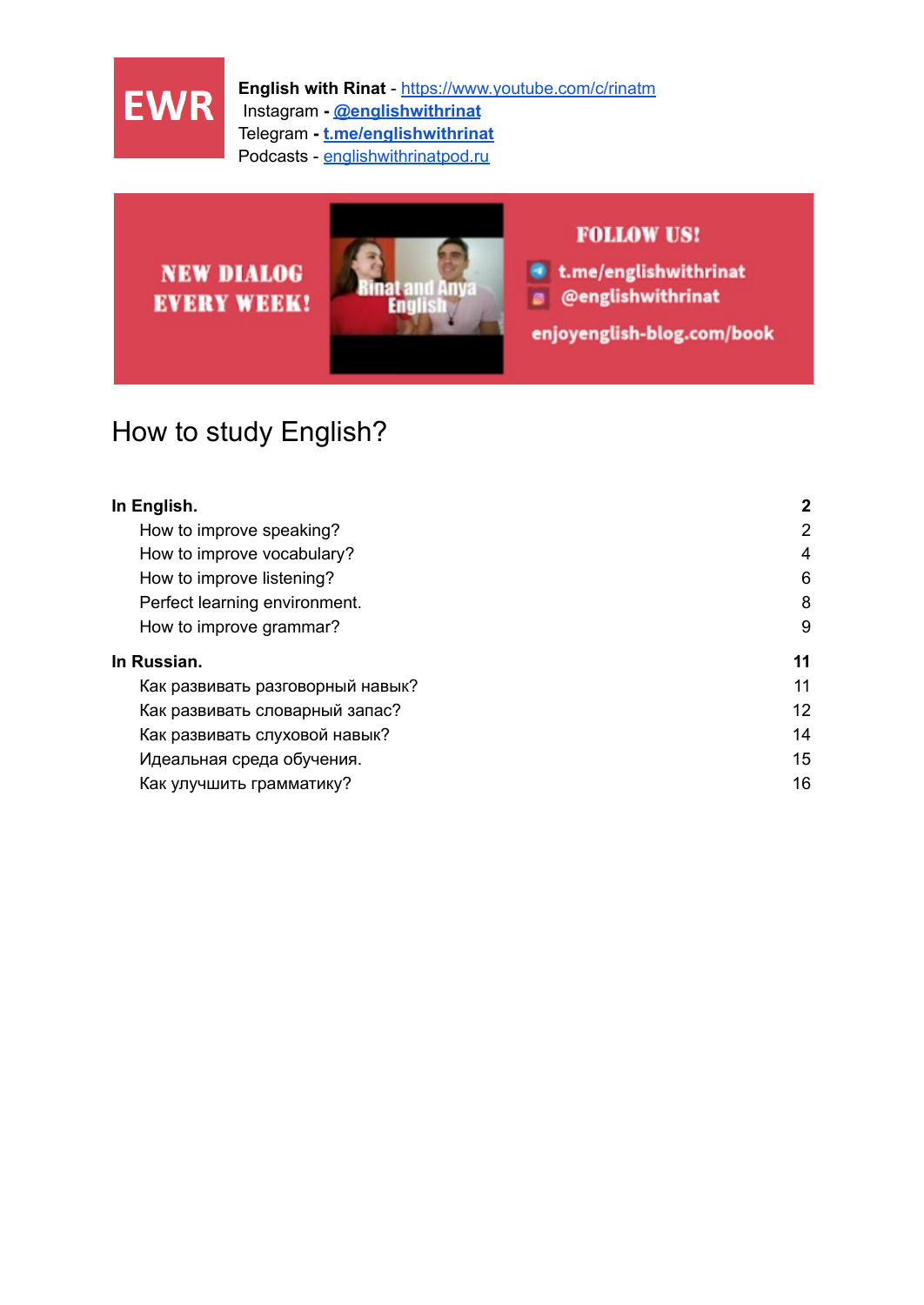EWR

**English with Rinat** - https://www.youtube.com/c/rinatm
Instagram - **@englishwithrinat**
Telegram - **t.me/englishwithrinat**
Podcasts - englishwithrinatpod.ru

NEW DIALOG EVERY WEEK!

Rinat and Anya English

FOLLOW US!
t.me/englishwithrinat
@englishwithrinat
enjoyenglish-blog.com/book

# How to study English?

**In English.** **2**
- How to improve speaking? 2
- How to improve vocabulary? 4
- How to improve listening? 6
- Perfect learning environment. 8
- How to improve grammar? 9

**In Russian.** **11**
- Как развивать разговорный навык? 11
- Как развивать словарный запас? 12
- Как развивать слуховой навык? 14
- Идеальная среда обучения. 15
- Как улучшить грамматику? 16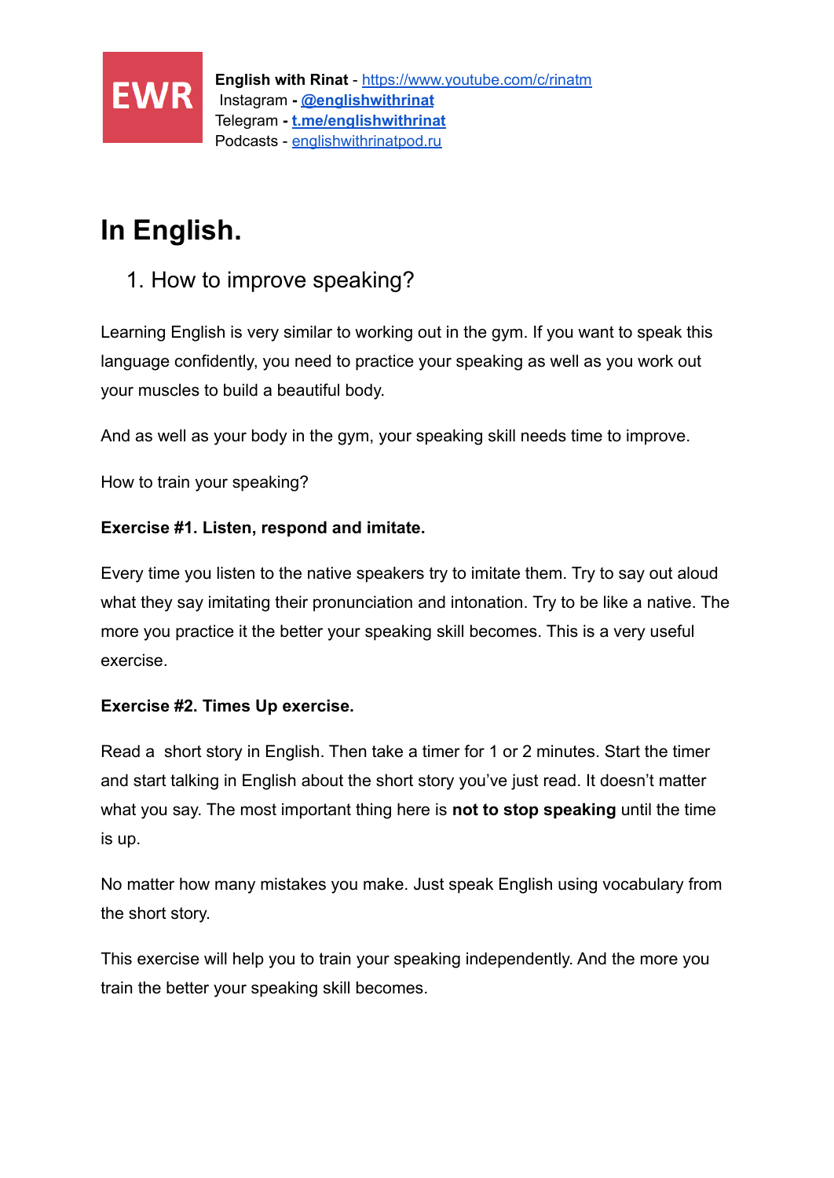EWR

**English with Rinat** - [https://www.youtube.com/c/rinatm](https://www.youtube.com/c/rinatm)
Instagram - **[@englishwithrinat](#)**
Telegram - **[t.me/englishwithrinat](#)**
Podcasts - [englishwithrinatpod.ru](#)

# In English.

1. How to improve speaking?

Learning English is very similar to working out in the gym. If you want to speak this language confidently, you need to practice your speaking as well as you work out your muscles to build a beautiful body.

And as well as your body in the gym, your speaking skill needs time to improve.

How to train your speaking?

**Exercise #1. Listen, respond and imitate.**

Every time you listen to the native speakers try to imitate them. Try to say out aloud what they say imitating their pronunciation and intonation. Try to be like a native. The more you practice it the better your speaking skill becomes. This is a very useful exercise.

**Exercise #2. Times Up exercise.**

Read a short story in English. Then take a timer for 1 or 2 minutes. Start the timer and start talking in English about the short story you've just read. It doesn't matter what you say. The most important thing here is **not to stop speaking** until the time is up.

No matter how many mistakes you make. Just speak English using vocabulary from the short story.

This exercise will help you to train your speaking independently. And the more you train the better your speaking skill becomes.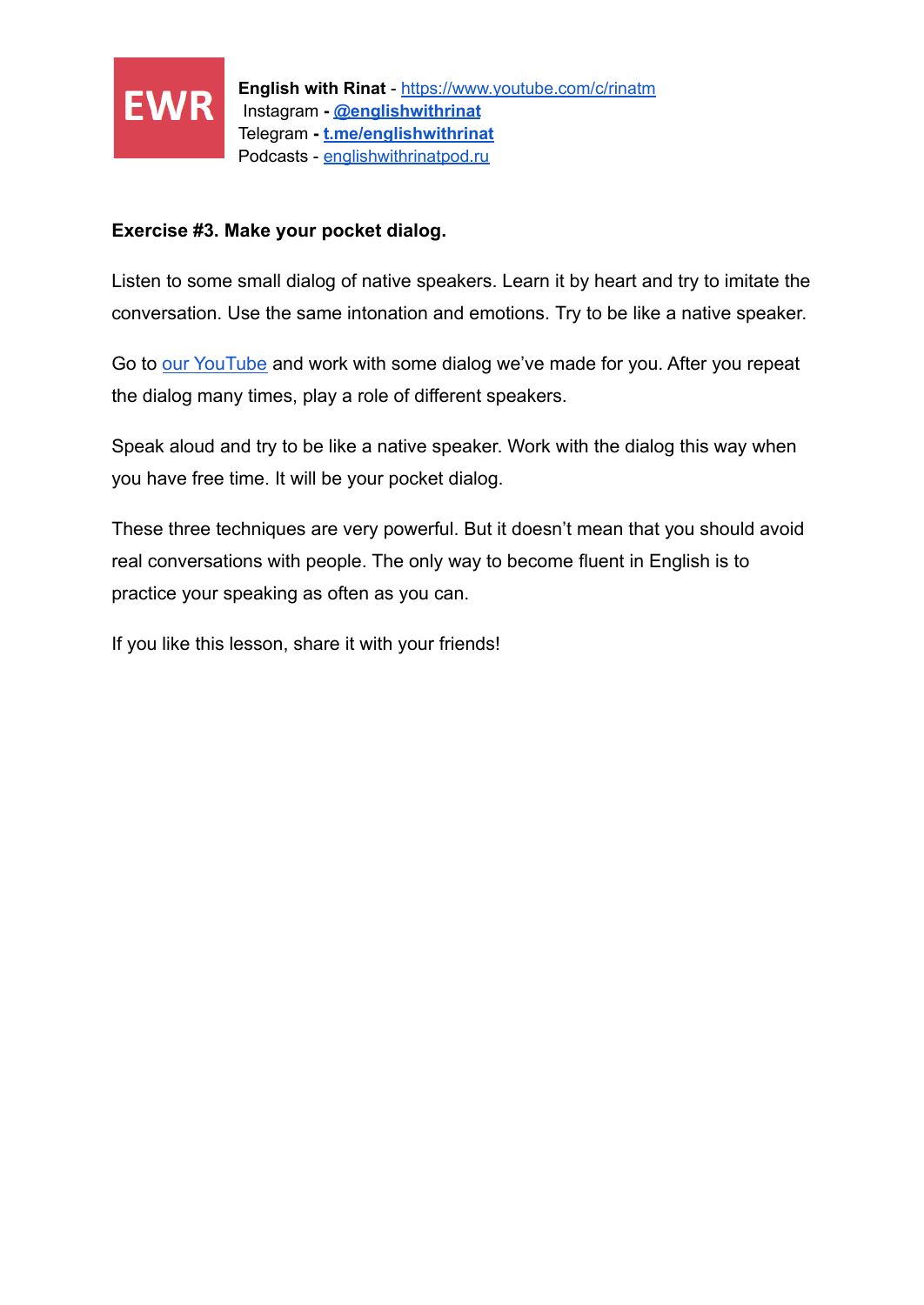**Exercise #3. Make your pocket dialog.**

Listen to some small dialog of native speakers. Learn it by heart and try to imitate the conversation. Use the same intonation and emotions. Try to be like a native speaker.

Go to our YouTube and work with some dialog we've made for you. After you repeat the dialog many times, play a role of different speakers.

Speak aloud and try to be like a native speaker. Work with the dialog this way when you have free time. It will be your pocket dialog.

These three techniques are very powerful. But it doesn't mean that you should avoid real conversations with people. The only way to become fluent in English is to practice your speaking as often as you can.

If you like this lesson, share it with your friends!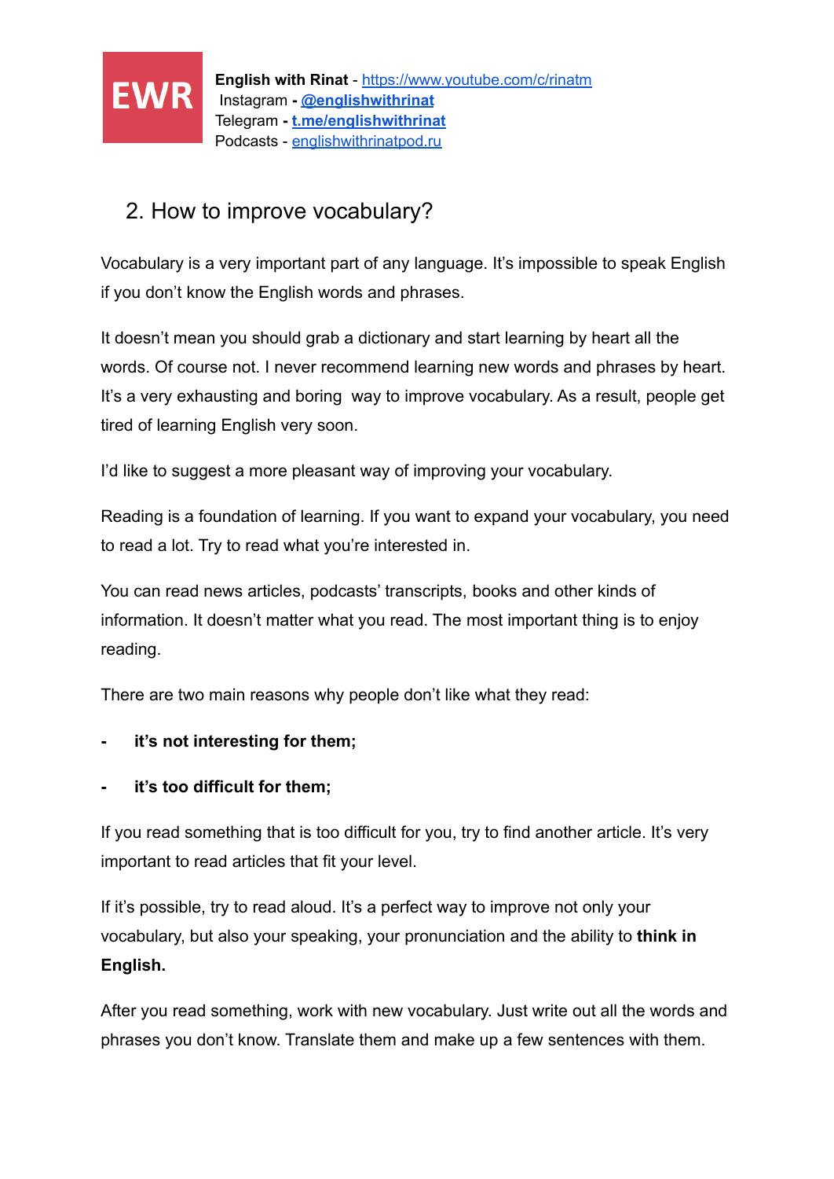## 2. How to improve vocabulary?

Vocabulary is a very important part of any language. It's impossible to speak English if you don't know the English words and phrases.

It doesn't mean you should grab a dictionary and start learning by heart all the words. Of course not. I never recommend learning new words and phrases by heart. It's a very exhausting and boring  way to improve vocabulary. As a result, people get tired of learning English very soon.

I'd like to suggest a more pleasant way of improving your vocabulary.

Reading is a foundation of learning. If you want to expand your vocabulary, you need to read a lot. Try to read what you're interested in.

You can read news articles, podcasts' transcripts, books and other kinds of information. It doesn't matter what you read. The most important thing is to enjoy reading.

There are two main reasons why people don't like what they read:

- **it's not interesting for them;**
- **it's too difficult for them;**

If you read something that is too difficult for you, try to find another article. It's very important to read articles that fit your level.

If it's possible, try to read aloud. It's a perfect way to improve not only your vocabulary, but also your speaking, your pronunciation and the ability to **think in English.**

After you read something, work with new vocabulary. Just write out all the words and phrases you don't know. Translate them and make up a few sentences with them.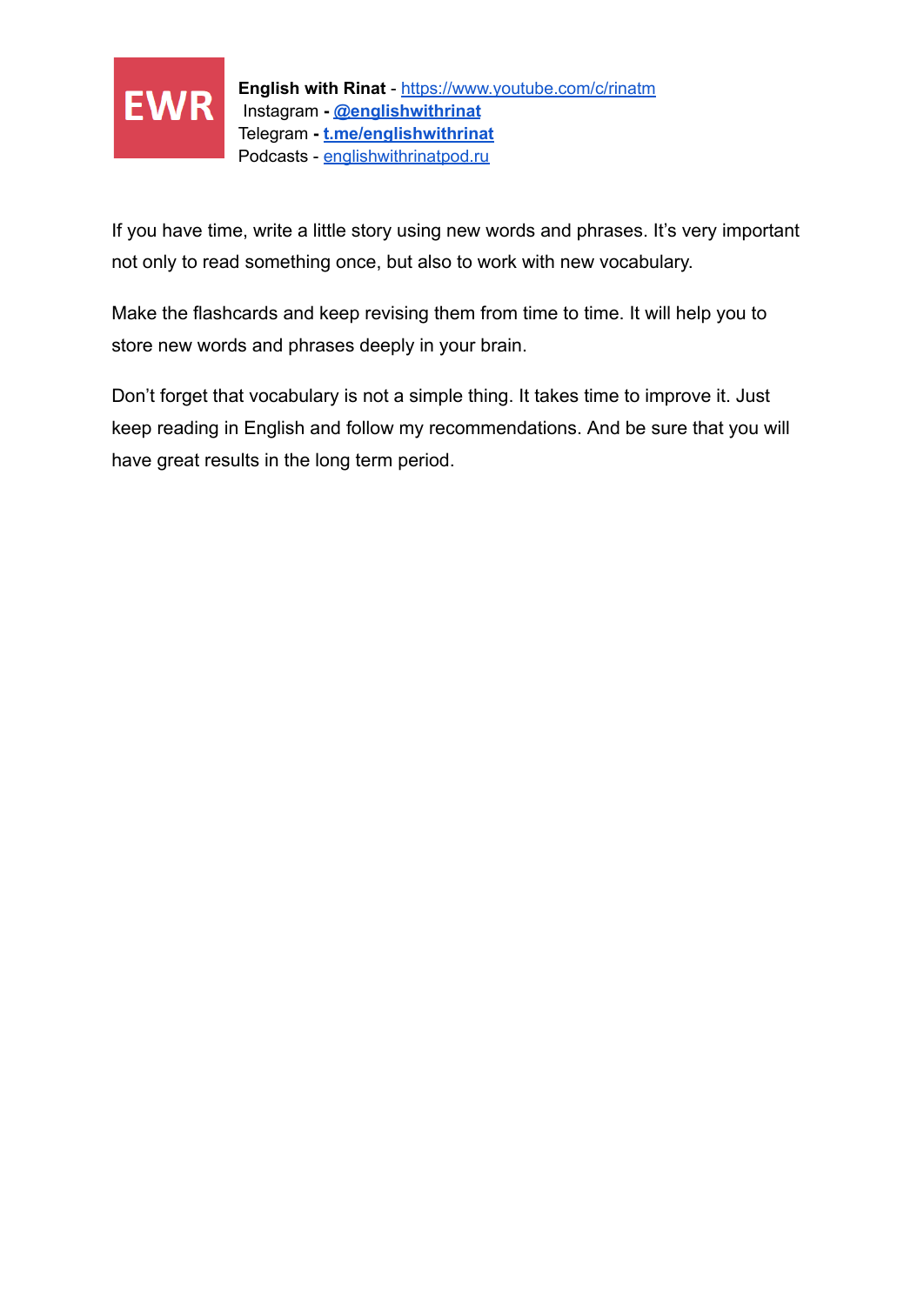If you have time, write a little story using new words and phrases. It's very important not only to read something once, but also to work with new vocabulary.

Make the flashcards and keep revising them from time to time. It will help you to store new words and phrases deeply in your brain.

Don't forget that vocabulary is not a simple thing. It takes time to improve it. Just keep reading in English and follow my recommendations. And be sure that you will have great results in the long term period.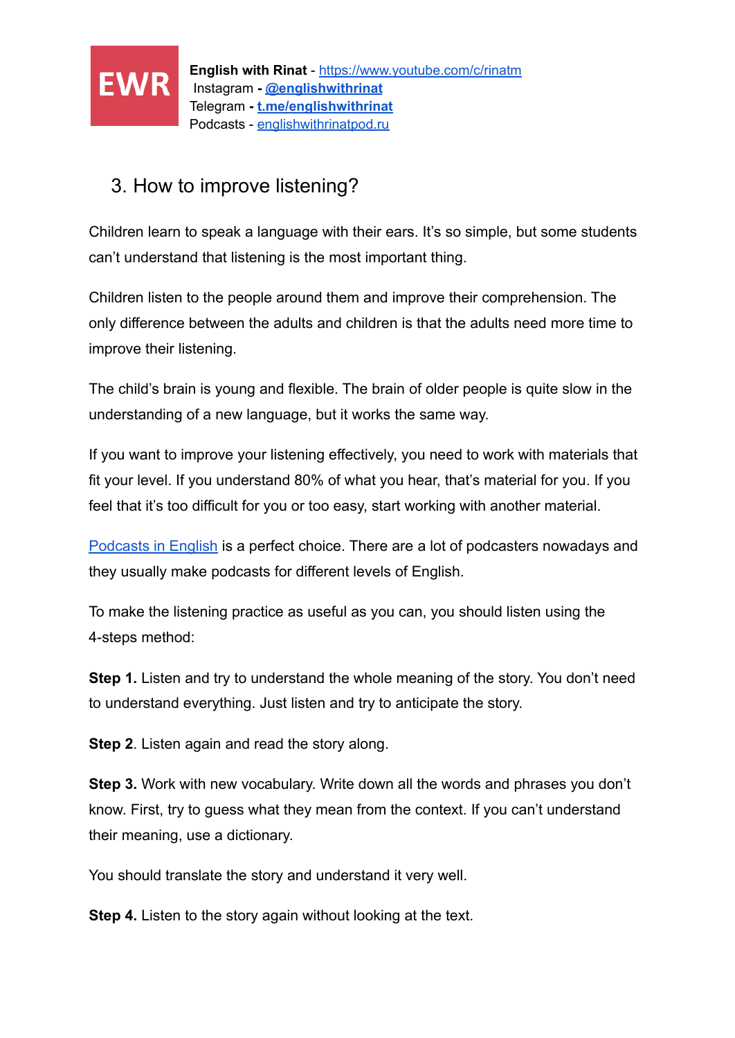## 3. How to improve listening?

Children learn to speak a language with their ears. It's so simple, but some students can't understand that listening is the most important thing.

Children listen to the people around them and improve their comprehension. The only difference between the adults and children is that the adults need more time to improve their listening.

The child's brain is young and flexible. The brain of older people is quite slow in the understanding of a new language, but it works the same way.

If you want to improve your listening effectively, you need to work with materials that fit your level. If you understand 80% of what you hear, that's material for you. If you feel that it's too difficult for you or too easy, start working with another material.

Podcasts in English is a perfect choice. There are a lot of podcasters nowadays and they usually make podcasts for different levels of English.

To make the listening practice as useful as you can, you should listen using the 4-steps method:

**Step 1.** Listen and try to understand the whole meaning of the story. You don't need to understand everything. Just listen and try to anticipate the story.

**Step 2**. Listen again and read the story along.

**Step 3.** Work with new vocabulary. Write down all the words and phrases you don't know. First, try to guess what they mean from the context. If you can't understand their meaning, use a dictionary.

You should translate the story and understand it very well.

**Step 4.** Listen to the story again without looking at the text.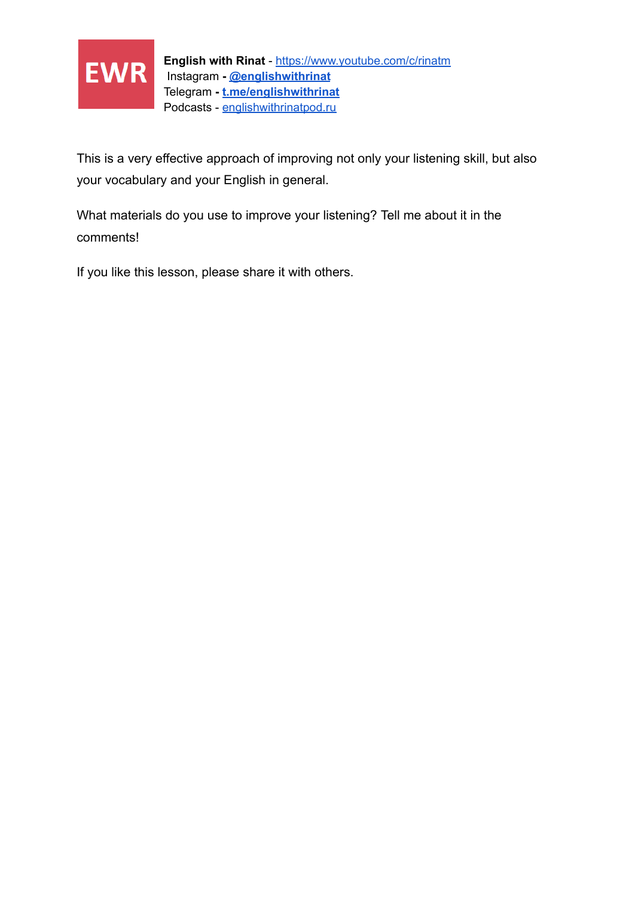This is a very effective approach of improving not only your listening skill, but also your vocabulary and your English in general.

What materials do you use to improve your listening? Tell me about it in the comments!

If you like this lesson, please share it with others.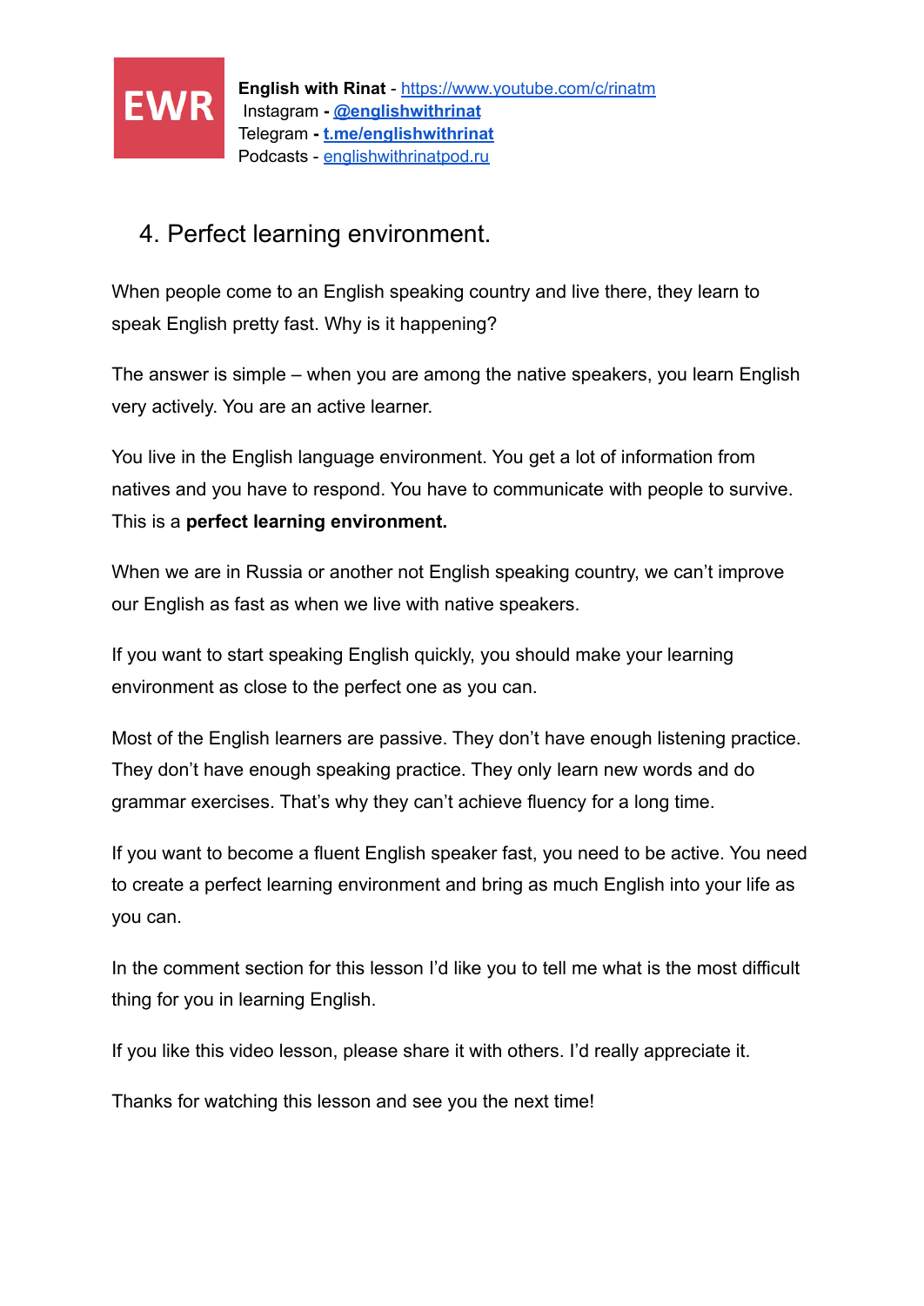## 4. Perfect learning environment.

When people come to an English speaking country and live there, they learn to speak English pretty fast. Why is it happening?

The answer is simple – when you are among the native speakers, you learn English very actively. You are an active learner.

You live in the English language environment. You get a lot of information from natives and you have to respond. You have to communicate with people to survive. This is a **perfect learning environment.**

When we are in Russia or another not English speaking country, we can't improve our English as fast as when we live with native speakers.

If you want to start speaking English quickly, you should make your learning environment as close to the perfect one as you can.

Most of the English learners are passive. They don't have enough listening practice. They don't have enough speaking practice. They only learn new words and do grammar exercises. That's why they can't achieve fluency for a long time.

If you want to become a fluent English speaker fast, you need to be active. You need to create a perfect learning environment and bring as much English into your life as you can.

In the comment section for this lesson I'd like you to tell me what is the most difficult thing for you in learning English.

If you like this video lesson, please share it with others. I'd really appreciate it.

Thanks for watching this lesson and see you the next time!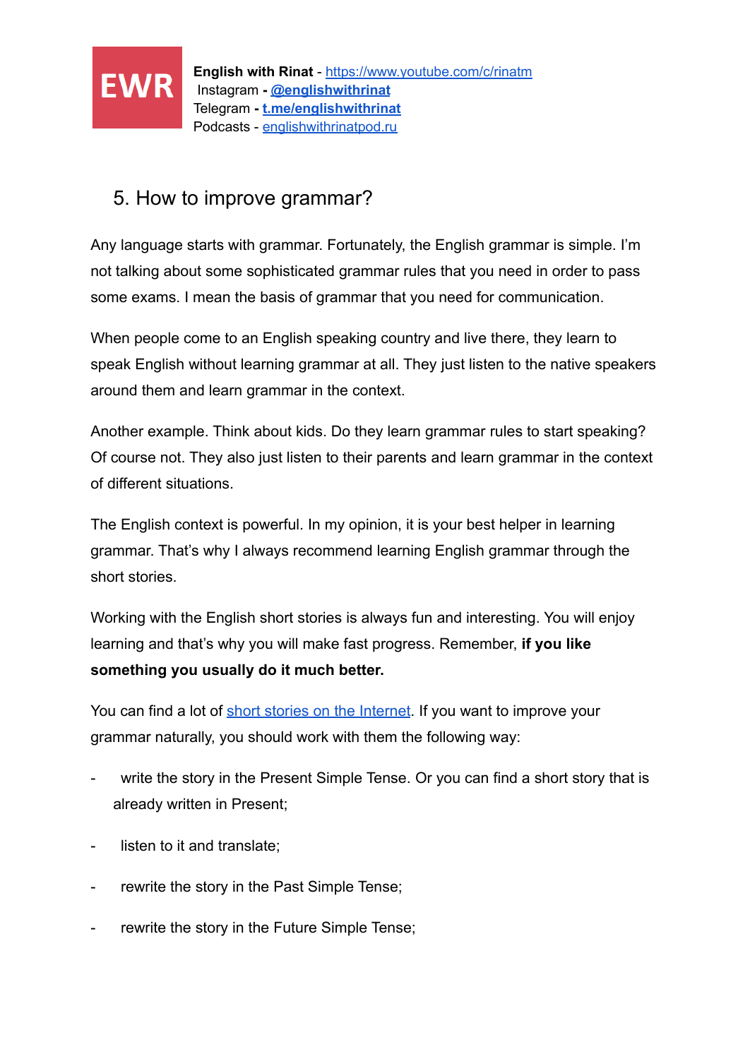**English with Rinat** - https://www.youtube.com/c/rinatm
Instagram - **@englishwithrinat**
Telegram - **t.me/englishwithrinat**
Podcasts - englishwithrinatpod.ru

## 5. How to improve grammar?

Any language starts with grammar. Fortunately, the English grammar is simple. I'm not talking about some sophisticated grammar rules that you need in order to pass some exams. I mean the basis of grammar that you need for communication.

When people come to an English speaking country and live there, they learn to speak English without learning grammar at all. They just listen to the native speakers around them and learn grammar in the context.

Another example. Think about kids. Do they learn grammar rules to start speaking? Of course not. They also just listen to their parents and learn grammar in the context of different situations.

The English context is powerful. In my opinion, it is your best helper in learning grammar. That's why I always recommend learning English grammar through the short stories.

Working with the English short stories is always fun and interesting. You will enjoy learning and that's why you will make fast progress. Remember, **if you like something you usually do it much better.**

You can find a lot of short stories on the Internet. If you want to improve your grammar naturally, you should work with them the following way:

- write the story in the Present Simple Tense. Or you can find a short story that is already written in Present;
- listen to it and translate;
- rewrite the story in the Past Simple Tense;
- rewrite the story in the Future Simple Tense;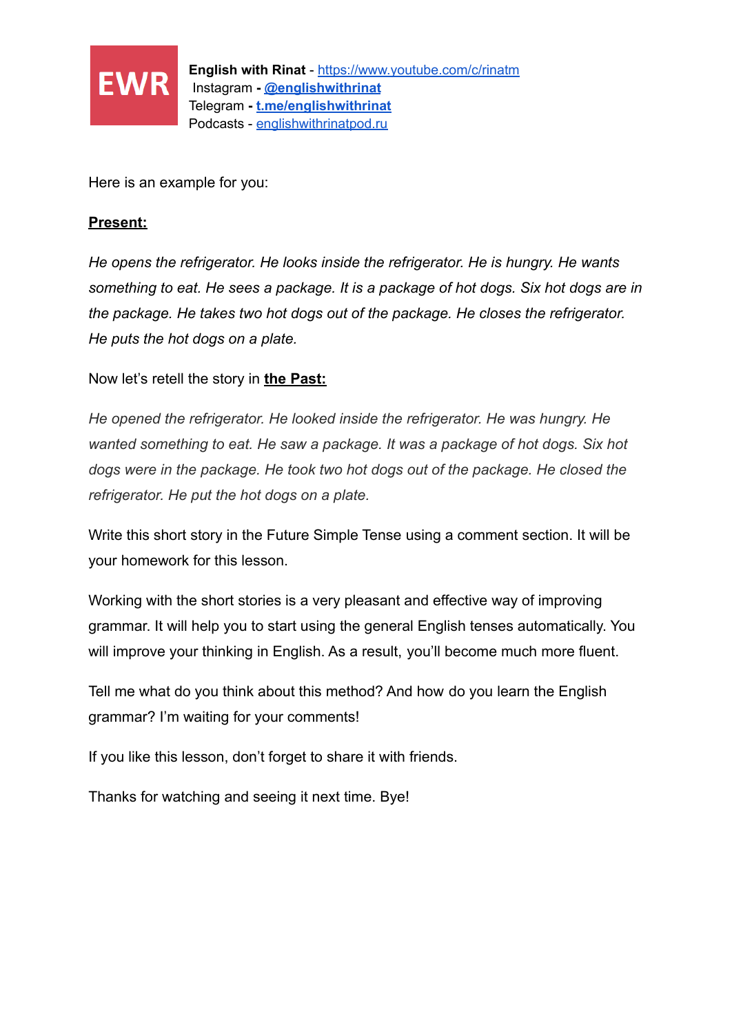**EWR**

**English with Rinat** - https://www.youtube.com/c/rinatm
Instagram - **@englishwithrinat**
Telegram - **t.me/englishwithrinat**
Podcasts - englishwithrinatpod.ru

Here is an example for you:

**Present:**

*He opens the refrigerator. He looks inside the refrigerator. He is hungry. He wants something to eat. He sees a package. It is a package of hot dogs. Six hot dogs are in the package. He takes two hot dogs out of the package. He closes the refrigerator. He puts the hot dogs on a plate.*

Now let's retell the story in **the Past:**

*He opened the refrigerator. He looked inside the refrigerator. He was hungry. He wanted something to eat. He saw a package. It was a package of hot dogs. Six hot dogs were in the package. He took two hot dogs out of the package. He closed the refrigerator. He put the hot dogs on a plate.*

Write this short story in the Future Simple Tense using a comment section. It will be your homework for this lesson.

Working with the short stories is a very pleasant and effective way of improving grammar. It will help you to start using the general English tenses automatically. You will improve your thinking in English. As a result, you'll become much more fluent.

Tell me what do you think about this method? And how do you learn the English grammar? I'm waiting for your comments!

If you like this lesson, don't forget to share it with friends.

Thanks for watching and seeing it next time. Bye!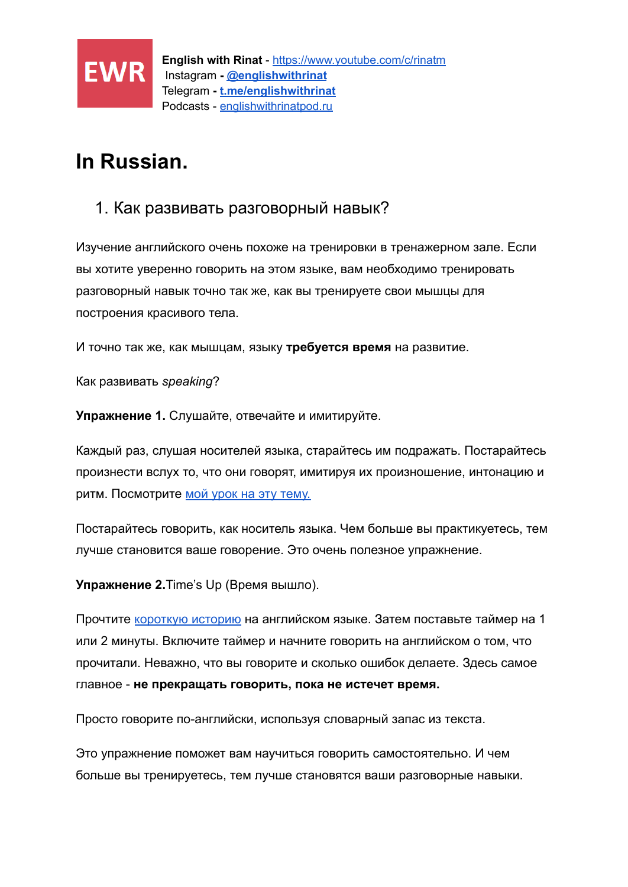**EWR**

**English with Rinat** - [https://www.youtube.com/c/rinatm](https://www.youtube.com/c/rinatm)
Instagram - **[@englishwithrinat](@englishwithrinat)**
Telegram - **[t.me/englishwithrinat](t.me/englishwithrinat)**
Podcasts - [englishwithrinatpod.ru](englishwithrinatpod.ru)

# In Russian.

## 1. Как развивать разговорный навык?

Изучение английского очень похоже на тренировки в тренажерном зале. Если вы хотите уверенно говорить на этом языке, вам необходимо тренировать разговорный навык точно так же, как вы тренируете свои мышцы для построения красивого тела.

И точно так же, как мышцам, языку **требуется время** на развитие.

Как развивать *speaking*?

**Упражнение 1.** Слушайте, отвечайте и имитируйте.

Каждый раз, слушая носителей языка, старайтесь им подражать. Постарайтесь произнести вслух то, что они говорят, имитируя их произношение, интонацию и ритм. Посмотрите мой урок на эту тему.

Постарайтесь говорить, как носитель языка. Чем больше вы практикуетесь, тем лучше становится ваше говорение. Это очень полезное упражнение.

**Упражнение 2.**Time's Up (Время вышло).

Прочтите короткую историю на английском языке. Затем поставьте таймер на 1 или 2 минуты. Включите таймер и начните говорить на английском о том, что прочитали. Неважно, что вы говорите и сколько ошибок делаете. Здесь самое главное - **не прекращать говорить, пока не истечет время.**

Просто говорите по-английски, используя словарный запас из текста.

Это упражнение поможет вам научиться говорить самостоятельно. И чем больше вы тренируетесь, тем лучше становятся ваши разговорные навыки.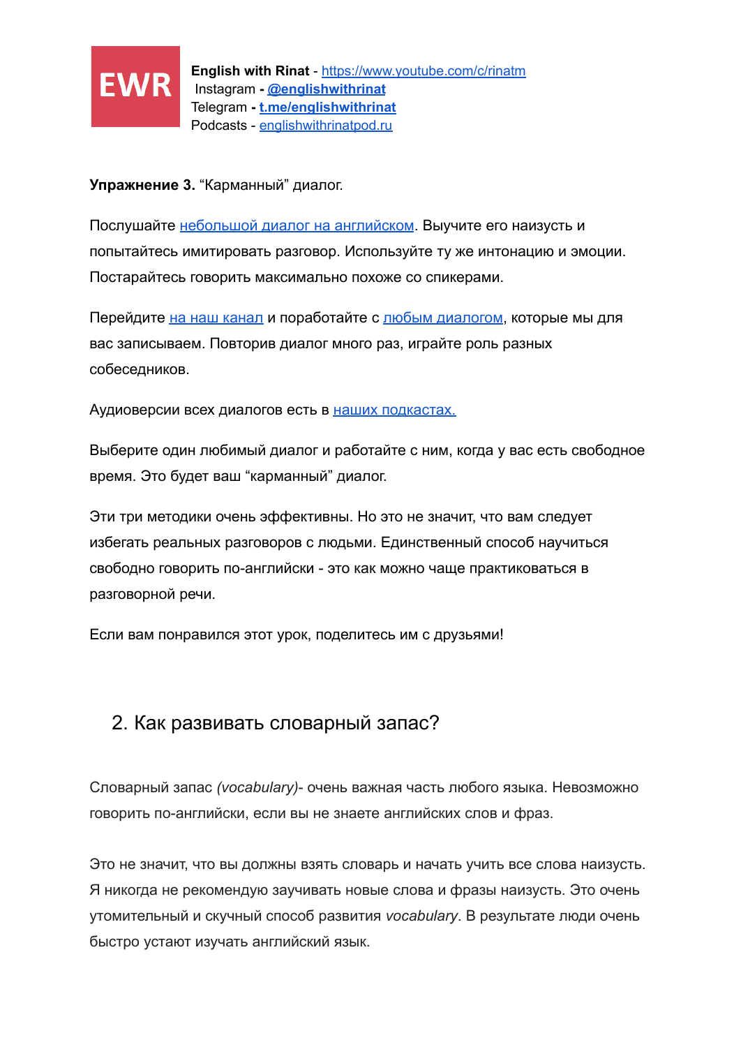**English with Rinat** - https://www.youtube.com/c/rinatm
Instagram - **@englishwithrinat**
Telegram - **t.me/englishwithrinat**
Podcasts - englishwithrinatpod.ru

**Упражнение 3.** “Карманный” диалог.

Послушайте небольшой диалог на английском. Выучите его наизусть и попытайтесь имитировать разговор. Используйте ту же интонацию и эмоции. Постарайтесь говорить максимально похоже со спикерами.

Перейдите на наш канал и поработайте с любым диалогом, которые мы для вас записываем. Повторив диалог много раз, играйте роль разных собеседников.

Аудиоверсии всех диалогов есть в наших подкастах.

Выберите один любимый диалог и работайте с ним, когда у вас есть свободное время. Это будет ваш “карманный” диалог.

Эти три методики очень эффективны. Но это не значит, что вам следует избегать реальных разговоров с людьми. Единственный способ научиться свободно говорить по-английски - это как можно чаще практиковаться в разговорной речи.

Если вам понравился этот урок, поделитесь им с друзьями!

## 2. Как развивать словарный запас?

Словарный запас *(vocabulary)*- очень важная часть любого языка. Невозможно говорить по-английски, если вы не знаете английских слов и фраз.

Это не значит, что вы должны взять словарь и начать учить все слова наизусть. Я никогда не рекомендую заучивать новые слова и фразы наизусть. Это очень утомительный и скучный способ развития *vocabulary*. В результате люди очень быстро устают изучать английский язык.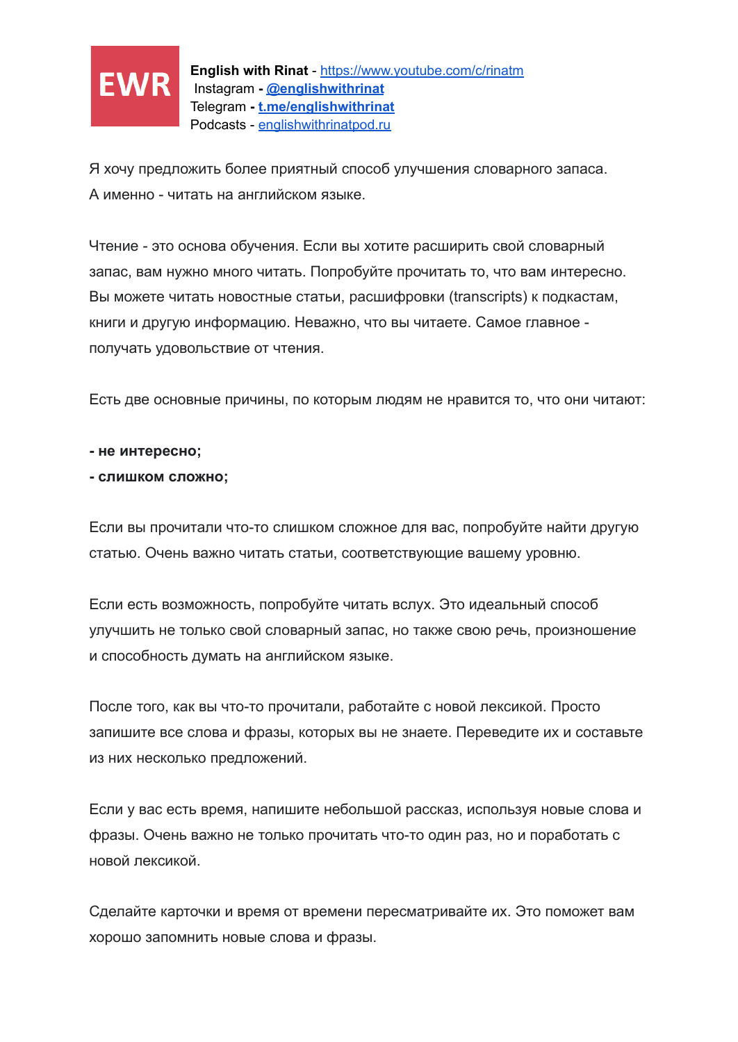**EWR**

**English with Rinat** - https://www.youtube.com/c/rinatm
Instagram - **@englishwithrinat**
Telegram - **t.me/englishwithrinat**
Podcasts - englishwithrinatpod.ru

Я хочу предложить более приятный способ улучшения словарного запаса. А именно - читать на английском языке.

Чтение - это основа обучения. Если вы хотите расширить свой словарный запас, вам нужно много читать. Попробуйте прочитать то, что вам интересно. Вы можете читать новостные статьи, расшифровки (transcripts) к подкастам, книги и другую информацию. Неважно, что вы читаете. Самое главное - получать удовольствие от чтения.

Есть две основные причины, по которым людям не нравится то, что они читают:

**- не интересно;**
**- слишком сложно;**

Если вы прочитали что-то слишком сложное для вас, попробуйте найти другую статью. Очень важно читать статьи, соответствующие вашему уровню.

Если есть возможность, попробуйте читать вслух. Это идеальный способ улучшить не только свой словарный запас, но также свою речь, произношение и способность думать на английском языке.

После того, как вы что-то прочитали, работайте с новой лексикой. Просто запишите все слова и фразы, которых вы не знаете. Переведите их и составьте из них несколько предложений.

Если у вас есть время, напишите небольшой рассказ, используя новые слова и фразы. Очень важно не только прочитать что-то один раз, но и поработать с новой лексикой.

Сделайте карточки и время от времени пересматривайте их. Это поможет вам хорошо запомнить новые слова и фразы.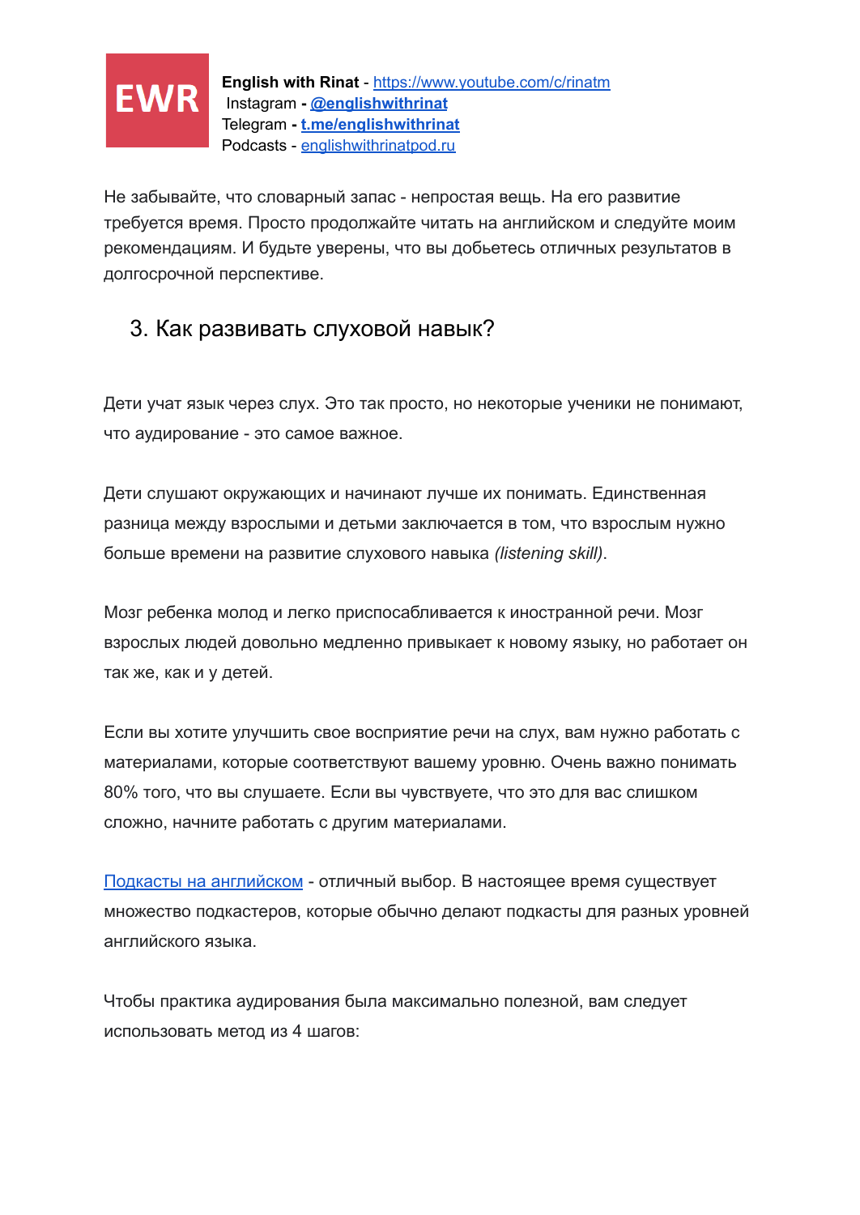Не забывайте, что словарный запас - непростая вещь. На его развитие требуется время. Просто продолжайте читать на английском и следуйте моим рекомендациям. И будьте уверены, что вы добьетесь отличных результатов в долгосрочной перспективе.

## 3. Как развивать слуховой навык?

Дети учат язык через слух. Это так просто, но некоторые ученики не понимают, что аудирование - это самое важное.

Дети слушают окружающих и начинают лучше их понимать. Единственная разница между взрослыми и детьми заключается в том, что взрослым нужно больше времени на развитие слухового навыка *(listening skill)*.

Мозг ребенка молод и легко приспосабливается к иностранной речи. Мозг взрослых людей довольно медленно привыкает к новому языку, но работает он так же, как и у детей.

Если вы хотите улучшить свое восприятие речи на слух, вам нужно работать с материалами, которые соответствуют вашему уровню. Очень важно понимать 80% того, что вы слушаете. Если вы чувствуете, что это для вас слишком сложно, начните работать с другим материалами.

Подкасты на английском - отличный выбор. В настоящее время существует множество подкастеров, которые обычно делают подкасты для разных уровней английского языка.

Чтобы практика аудирования была максимально полезной, вам следует использовать метод из 4 шагов: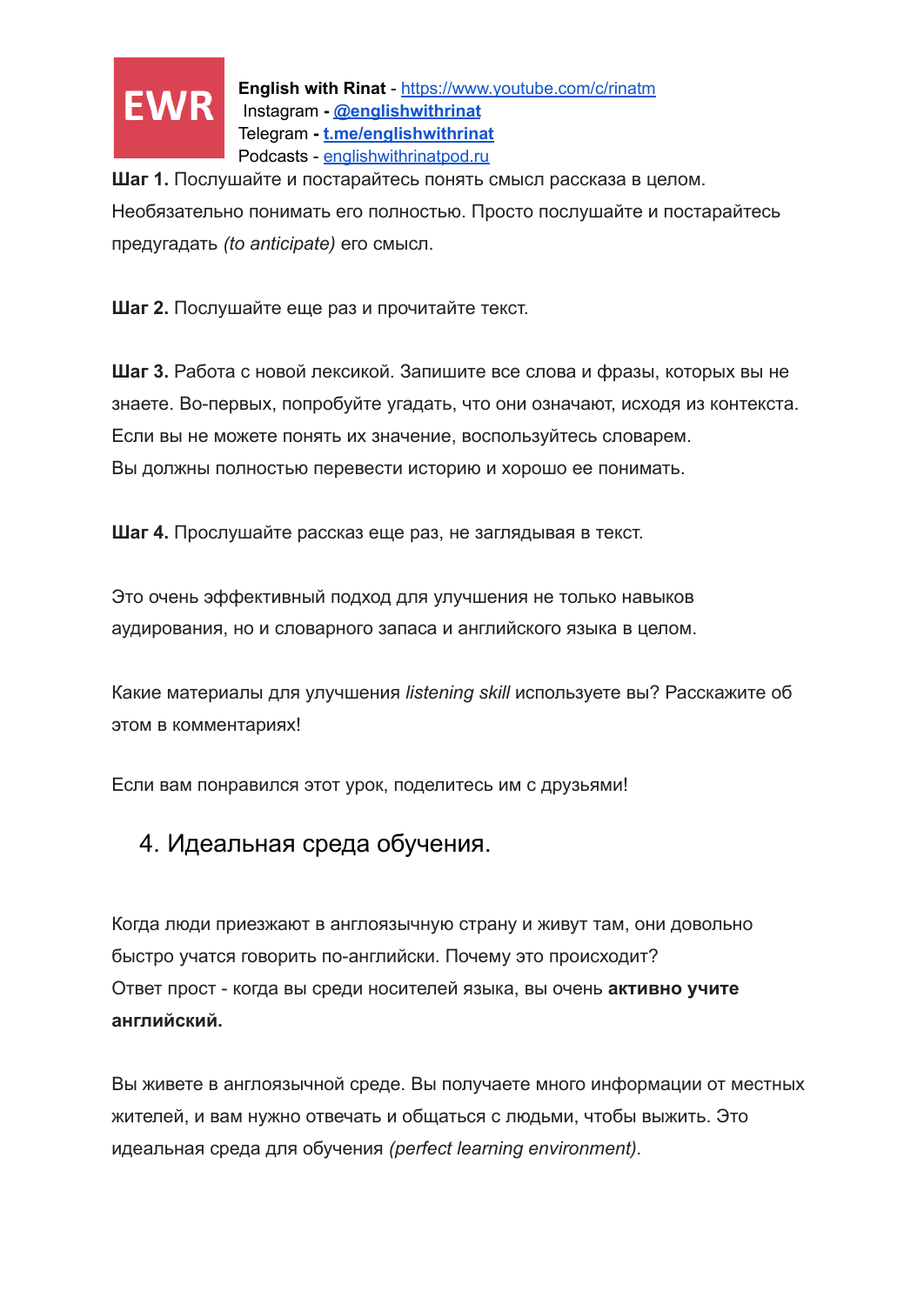**Шаг 1.** Послушайте и постарайтесь понять смысл рассказа в целом. Необязательно понимать его полностью. Просто послушайте и постарайтесь предугадать *(to anticipate)* его смысл.

**Шаг 2.** Послушайте еще раз и прочитайте текст.

**Шаг 3.** Работа с новой лексикой. Запишите все слова и фразы, которых вы не знаете. Во-первых, попробуйте угадать, что они означают, исходя из контекста. Если вы не можете понять их значение, воспользуйтесь словарем. Вы должны полностью перевести историю и хорошо ее понимать.

**Шаг 4.** Прослушайте рассказ еще раз, не заглядывая в текст.

Это очень эффективный подход для улучшения не только навыков аудирования, но и словарного запаса и английского языка в целом.

Какие материалы для улучшения *listening skill* используете вы? Расскажите об этом в комментариях!

Если вам понравился этот урок, поделитесь им с друзьями!

## 4. Идеальная среда обучения.

Когда люди приезжают в англоязычную страну и живут там, они довольно быстро учатся говорить по-английски. Почему это происходит?
Ответ прост - когда вы среди носителей языка, вы очень **активно учите английский.**

Вы живете в англоязычной среде. Вы получаете много информации от местных жителей, и вам нужно отвечать и общаться с людьми, чтобы выжить. Это идеальная среда для обучения *(perfect learning environment).*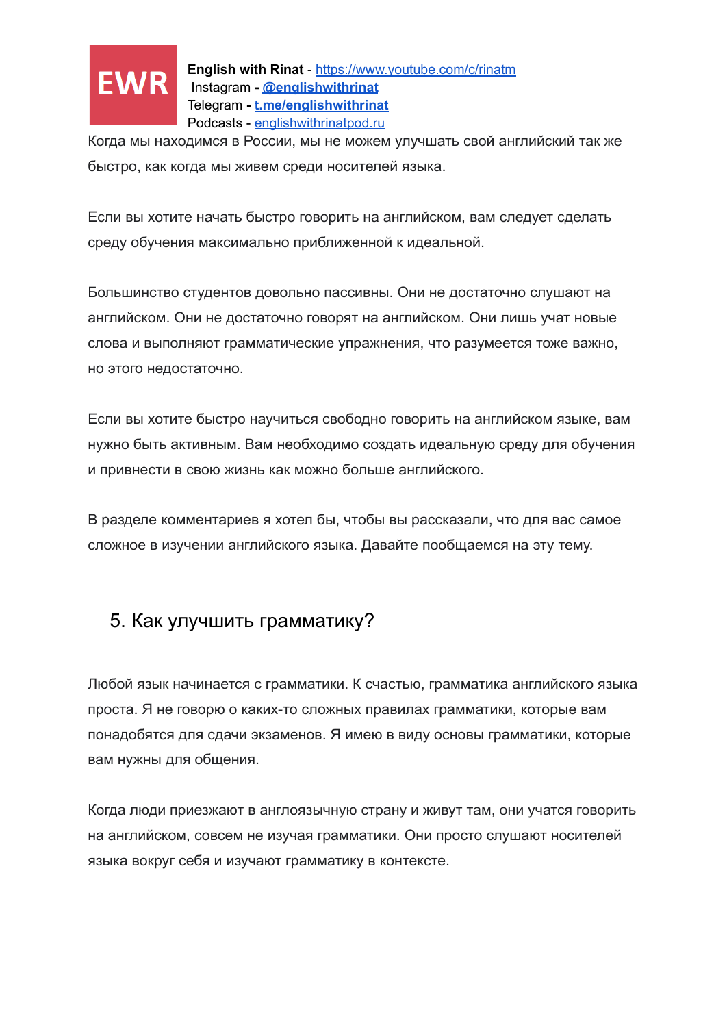Когда мы находимся в России, мы не можем улучшать свой английский так же быстро, как когда мы живем среди носителей языка.

Если вы хотите начать быстро говорить на английском, вам следует сделать среду обучения максимально приближенной к идеальной.

Большинство студентов довольно пассивны. Они не достаточно слушают на английском. Они не достаточно говорят на английском. Они лишь учат новые слова и выполняют грамматические упражнения, что разумеется тоже важно, но этого недостаточно.

Если вы хотите быстро научиться свободно говорить на английском языке, вам нужно быть активным. Вам необходимо создать идеальную среду для обучения и привнести в свою жизнь как можно больше английского.

В разделе комментариев я хотел бы, чтобы вы рассказали, что для вас самое сложное в изучении английского языка. Давайте пообщаемся на эту тему.

## 5. Как улучшить грамматику?

Любой язык начинается с грамматики. К счастью, грамматика английского языка проста. Я не говорю о каких-то сложных правилах грамматики, которые вам понадобятся для сдачи экзаменов. Я имею в виду основы грамматики, которые вам нужны для общения.

Когда люди приезжают в англоязычную страну и живут там, они учатся говорить на английском, совсем не изучая грамматики. Они просто слушают носителей языка вокруг себя и изучают грамматику в контексте.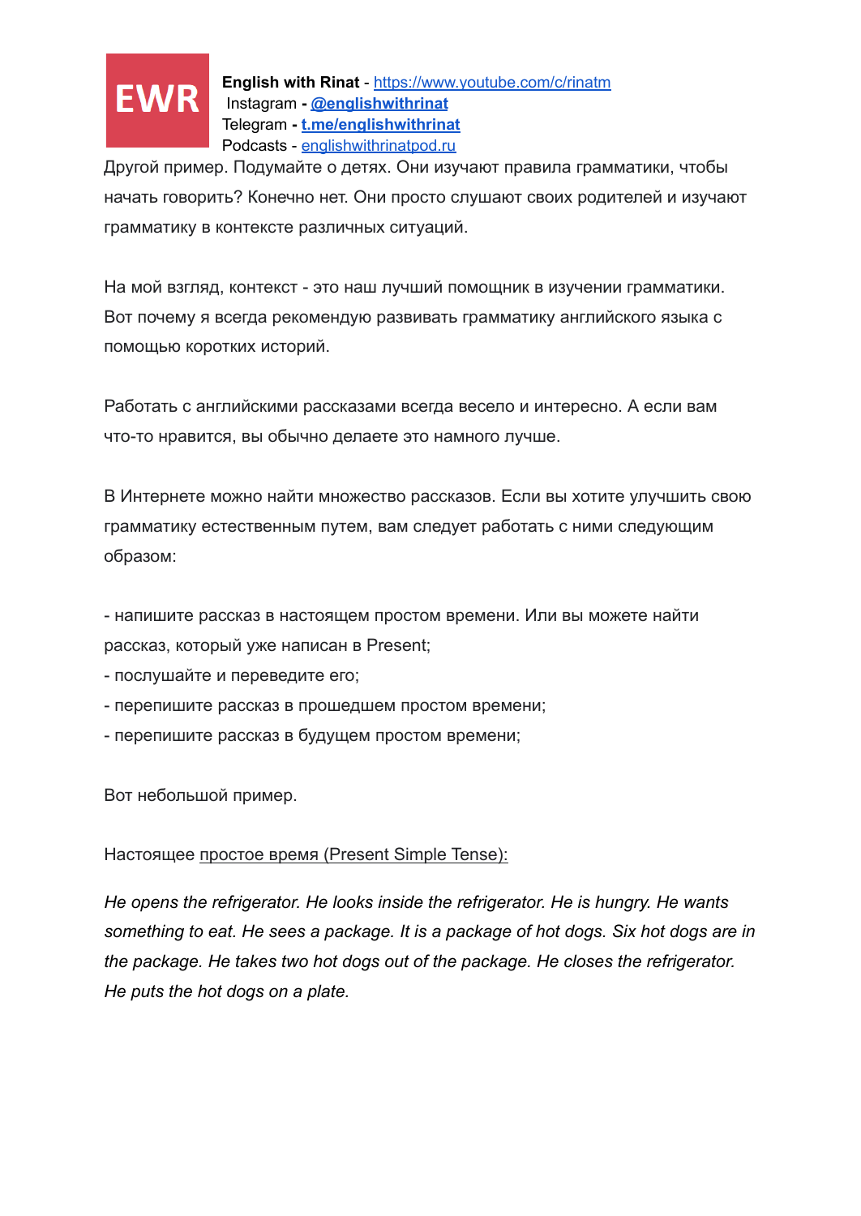Другой пример. Подумайте о детях. Они изучают правила грамматики, чтобы начать говорить? Конечно нет. Они просто слушают своих родителей и изучают грамматику в контексте различных ситуаций.

На мой взгляд, контекст - это наш лучший помощник в изучении грамматики. Вот почему я всегда рекомендую развивать грамматику английского языка с помощью коротких историй.

Работать с английскими рассказами всегда весело и интересно. А если вам что-то нравится, вы обычно делаете это намного лучше.

В Интернете можно найти множество рассказов. Если вы хотите улучшить свою грамматику естественным путем, вам следует работать с ними следующим образом:

- напишите рассказ в настоящем простом времени. Или вы можете найти рассказ, который уже написан в Present;
- послушайте и переведите его;
- перепишите рассказ в прошедшем простом времени;
- перепишите рассказ в будущем простом времени;

Вот небольшой пример.

Настоящее простое время (Present Simple Tense):

*He opens the refrigerator. He looks inside the refrigerator. He is hungry. He wants something to eat. He sees a package. It is a package of hot dogs. Six hot dogs are in the package. He takes two hot dogs out of the package. He closes the refrigerator. He puts the hot dogs on a plate.*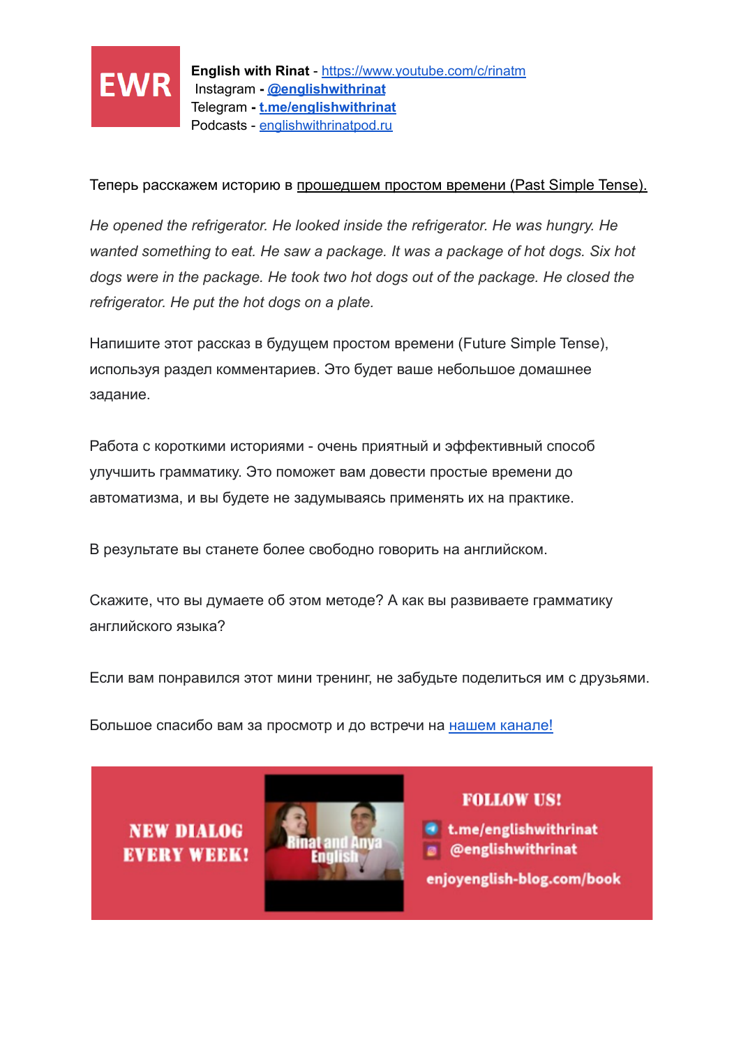EWR

**English with Rinat** - https://www.youtube.com/c/rinatm
Instagram - **@englishwithrinat**
Telegram - **t.me/englishwithrinat**
Podcasts - englishwithrinatpod.ru

Теперь расскажем историю в прошедшем простом времени (Past Simple Tense).

*He opened the refrigerator. He looked inside the refrigerator. He was hungry. He wanted something to eat. He saw a package. It was a package of hot dogs. Six hot dogs were in the package. He took two hot dogs out of the package. He closed the refrigerator. He put the hot dogs on a plate.*

Напишите этот рассказ в будущем простом времени (Future Simple Tense), используя раздел комментариев. Это будет ваше небольшое домашнее задание.

Работа с короткими историями - очень приятный и эффективный способ улучшить грамматику. Это поможет вам довести простые времени до автоматизма, и вы будете не задумываясь применять их на практике.

В результате вы станете более свободно говорить на английском.

Скажите, что вы думаете об этом методе? А как вы развиваете грамматику английского языка?

Если вам понравился этот мини тренинг, не забудьте поделиться им с друзьями.

Большое спасибо вам за просмотр и до встречи на нашем канале!

NEW DIALOG EVERY WEEK!

Rinat and Anya English

FOLLOW US!

t.me/englishwithrinat
@englishwithrinat
enjoyenglish-blog.com/book